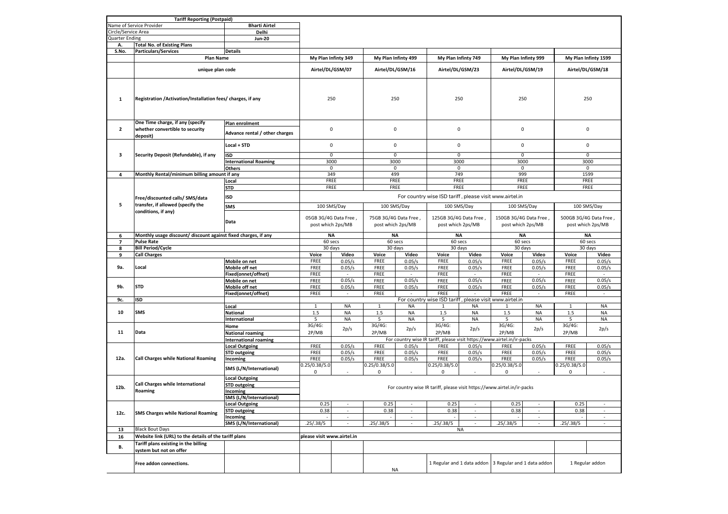| Tariff Reporting (Postpaid) | | | | | | | | | | | | |
|---|---|---|---|---|---|---|---|---|---|---|---|---|
| Name of Service Provider | | Bharti Airtel | | | | | | | | | | |
| Circle/Service Area | | Delhi | | | | | | | | | | |
| Quarter Ending | | Jun-20 | | | | | | | | | | |
| A. | Total No. of Existing Plans | | | | | | | | | | | |
| S.No. | Particulars/Services | Details | | | | | | | | | | |
| | Plan Name | | My Plan Infinty 349 | | My Plan Infinty 499 | | My Plan Infinty 749 | | My Plan Infinty 999 | | My Plan Infinty 1599 | |
| | unique plan code | | Airtel/DL/GSM/07 | | Airtel/DL/GSM/16 | | Airtel/DL/GSM/23 | | Airtel/DL/GSM/19 | | Airtel/DL/GSM/18 | |
| 1 | Registration /Activation/Installation fees/ charges, if any | | 250 | | 250 | | 250 | | 250 | | 250 | |
| 2 | One Time charge, if any (specify whether convertible to security deposit) | Plan enrolment | 0 | | 0 | | 0 | | 0 | | 0 | |
| | | Advance rental / other charges | | | | | | | | | | |
| 3 | Security Deposit (Refundable), if any | Local + STD | 0 | | 0 | | 0 | | 0 | | 0 | |
| | | ISD | 0 | | 0 | | 0 | | 0 | | 0 | |
| | | International Roaming | 3000 | | 3000 | | 3000 | | 3000 | | 3000 | |
| | | Others | 0 | | 0 | | 0 | | 0 | | 0 | |
| 4 | Monthly Rental/minimum billing amount if any | | 349 | | 499 | | 749 | | 999 | | 1599 | |
| 5 | Free/discounted calls/ SMS/data transfer, if allowed (specify the conditions, if any) | Local | FREE | | FREE | | FREE | | FREE | | FREE | |
| | | STD | FREE | | FREE | | FREE | | FREE | | FREE | |
| | | ISD | For country wise ISD tariff , please visit www.airtel.in | | | | | | | | | |
| | | SMS | 100 SMS/Day | | 100 SMS/Day | | 100 SMS/Day | | 100 SMS/Day | | 100 SMS/Day | |
| | | Data | 05GB 3G/4G Data Free , post which 2ps/MB | | 75GB 3G/4G Data Free , post which 2ps/MB | | 125GB 3G/4G Data Free , post which 2ps/MB | | 150GB 3G/4G Data Free , post which 2ps/MB | | 500GB 3G/4G Data Free , post which 2ps/MB | |
| 6 | Monthly usage discount/ discount against fixed charges, if any | | NA | | NA | | NA | | NA | | NA | |
| 7 | Pulse Rate | | 60 secs | | 60 secs | | 60 secs | | 60 secs | | 60 secs | |
| 8 | Bill Period/Cycle | | 30 days | | 30 days | | 30 days | | 30 days | | 30 days | |
| 9 | Call Charges | | Voice | Video | Voice | Video | Voice | Video | Voice | Video | Voice | Video |
| 9a. | Local | Mobile on net | FREE | 0.05/s | FREE | 0.05/s | FREE | 0.05/s | FREE | 0.05/s | FREE | 0.05/s |
| | | Mobile off net | FREE | 0.05/s | FREE | 0.05/s | FREE | 0.05/s | FREE | 0.05/s | FREE | 0.05/s |
| | | Fixed(onnet/offnet) | FREE | - | FREE | - | FREE | - | FREE | - | FREE | - |
| 9b. | STD | Mobile on net | FREE | 0.05/s | FREE | 0.05/s | FREE | 0.05/s | FREE | 0.05/s | FREE | 0.05/s |
| | | Mobile off net | FREE | 0.05/s | FREE | 0.05/s | FREE | 0.05/s | FREE | 0.05/s | FREE | 0.05/s |
| | | Fixed(onnet/offnet) | FREE | - | FREE | - | FREE | - | FREE | - | FREE | - |
| 9c. | ISD | | For country wise ISD tariff , please visit www.airtel.in | | | | | | | | | |
| 10 | SMS | Local | 1 | NA | 1 | NA | 1 | NA | 1 | NA | 1 | NA |
| | | National | 1.5 | NA | 1.5 | NA | 1.5 | NA | 1.5 | NA | 1.5 | NA |
| | | International | 5 | NA | 5 | NA | 5 | NA | 5 | NA | 5 | NA |
| 11 | Data | Home | 3G/4G: 2P/MB | 2p/s | 3G/4G: 2P/MB | 2p/s | 3G/4G: 2P/MB | 2p/s | 3G/4G: 2P/MB | 2p/s | 3G/4G: 2P/MB | 2p/s |
| | | National roaming | | | | | | | | | | |
| | | International roaming | For country wise IR tariff, please visit https://www.airtel.in/ir-packs | | | | | | | | | |
| 12a. | Call Charges while National Roaming | Local Outgoing | FREE | 0.05/s | FREE | 0.05/s | FREE | 0.05/s | FREE | 0.05/s | FREE | 0.05/s |
| | | STD outgoing | FREE | 0.05/s | FREE | 0.05/s | FREE | 0.05/s | FREE | 0.05/s | FREE | 0.05/s |
| | | Incoming | FREE | 0.05/s | FREE | 0.05/s | FREE | 0.05/s | FREE | 0.05/s | FREE | 0.05/s |
| | | SMS (L/N/International) | 0.25/0.38/5.0 0 | - | 0.25/0.38/5.0 0 | - | 0.25/0.38/5.0 0 | - | 0.25/0.38/5.0 0 | - | 0.25/0.38/5.0 0 | - |
| 12b. | Call Charges while International Roaming | Local Outgoing | For country wise IR tariff, please visit https://www.airtel.in/ir-packs | | | | | | | | | |
| | | STD outgoing | | | | | | | | | | |
| | | Incoming | | | | | | | | | | |
| | | SMS (L/N/International) | | | | | | | | | | |
| 12c. | SMS Charges while National Roaming | Local Outgoing | 0.25 | - | 0.25 | - | 0.25 | - | 0.25 | - | 0.25 | - |
| | | STD outgoing | 0.38 | - | 0.38 | - | 0.38 | - | 0.38 | - | 0.38 | - |
| | | Incoming | - | - | - | - | - | - | - | - | - | - |
| | | SMS (L/N/International) | .25/.38/5 | - | .25/.38/5 | - | .25/.38/5 | - | .25/.38/5 | - | .25/.38/5 | - |
| 13 | Black Bout Days | | NA | | | | | | | | | |
| 16 | Website link (URL) to the details of the tariff plans | | please visit www.airtel.in | | | | | | | | | |
| B. | Tariff plans existing in the billing system but not on offer | | | | | | | | | | | |
| | Free addon connections. | | | | NA | | 1 Regular and 1 data addon | | 3 Regular and 1 data addon | | 1 Regular addon | |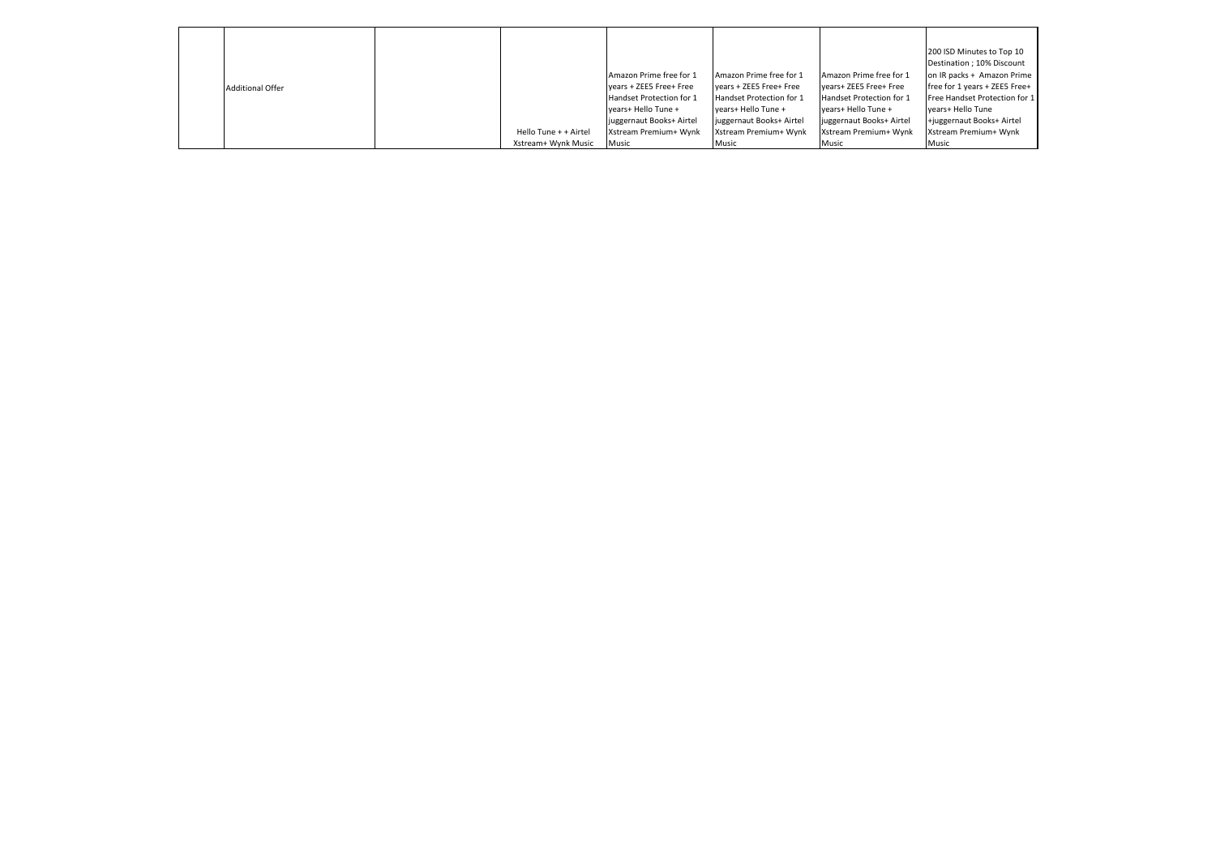| | | | | | | | |
|---|---|---|---|---|---|---|---|
| | Additional Offer | | Hello Tune + + Airtel Xstream+ Wynk Music | Amazon Prime free for 1 years + ZEE5 Free+ Free Handset Protection for 1 years+ Hello Tune + juggernaut Books+ Airtel Xstream Premium+ Wynk Music | Amazon Prime free for 1 years + ZEE5 Free+ Free Handset Protection for 1 years+ Hello Tune + juggernaut Books+ Airtel Xstream Premium+ Wynk Music | Amazon Prime free for 1 years+ ZEE5 Free+ Free Handset Protection for 1 years+ Hello Tune + juggernaut Books+ Airtel Xstream Premium+ Wynk Music | 200 ISD Minutes to Top 10 Destination ; 10% Discount on IR packs + Amazon Prime free for 1 years + ZEE5 Free+ Free Handset Protection for 1 years+ Hello Tune +juggernaut Books+ Airtel Xstream Premium+ Wynk Music |